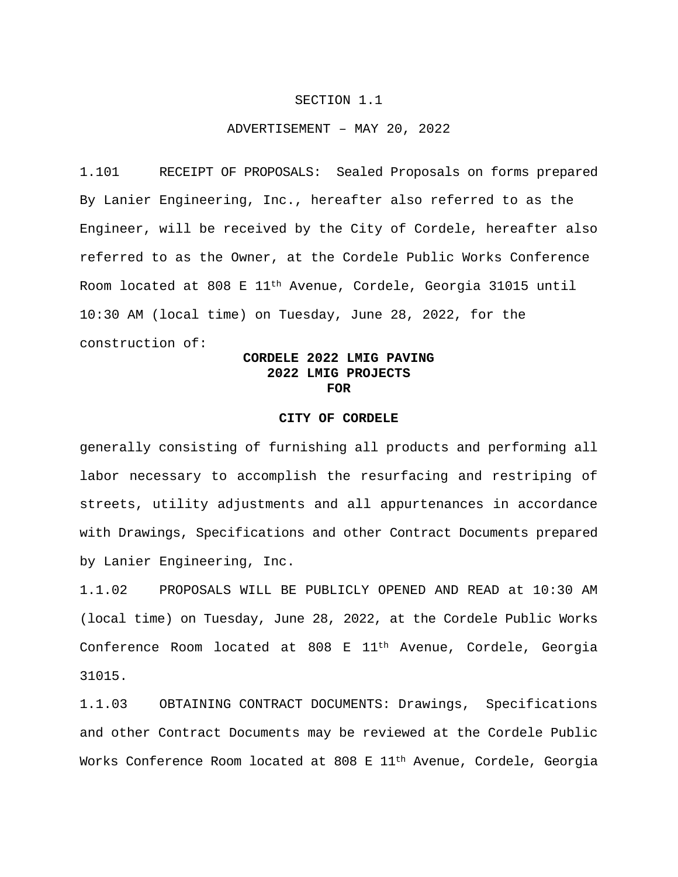# SECTION 1.1

## ADVERTISEMENT – MAY 20, 2022

1.101 RECEIPT OF PROPOSALS: Sealed Proposals on forms prepared By Lanier Engineering, Inc., hereafter also referred to as the Engineer, will be received by the City of Cordele, hereafter also referred to as the Owner, at the Cordele Public Works Conference Room located at 808 E 11th Avenue, Cordele, Georgia 31015 until 10:30 AM (local time) on Tuesday, June 28, 2022, for the construction of:

**CORDELE 2022 LMIG PAVING**
**2022 LMIG PROJECTS**
**FOR**

**CITY OF CORDELE**

generally consisting of furnishing all products and performing all labor necessary to accomplish the resurfacing and restriping of streets, utility adjustments and all appurtenances in accordance with Drawings, Specifications and other Contract Documents prepared by Lanier Engineering, Inc.

1.1.02 PROPOSALS WILL BE PUBLICLY OPENED AND READ at 10:30 AM (local time) on Tuesday, June 28, 2022, at the Cordele Public Works Conference Room located at 808 E 11th Avenue, Cordele, Georgia 31015.

1.1.03 OBTAINING CONTRACT DOCUMENTS: Drawings, Specifications and other Contract Documents may be reviewed at the Cordele Public Works Conference Room located at 808 E 11th Avenue, Cordele, Georgia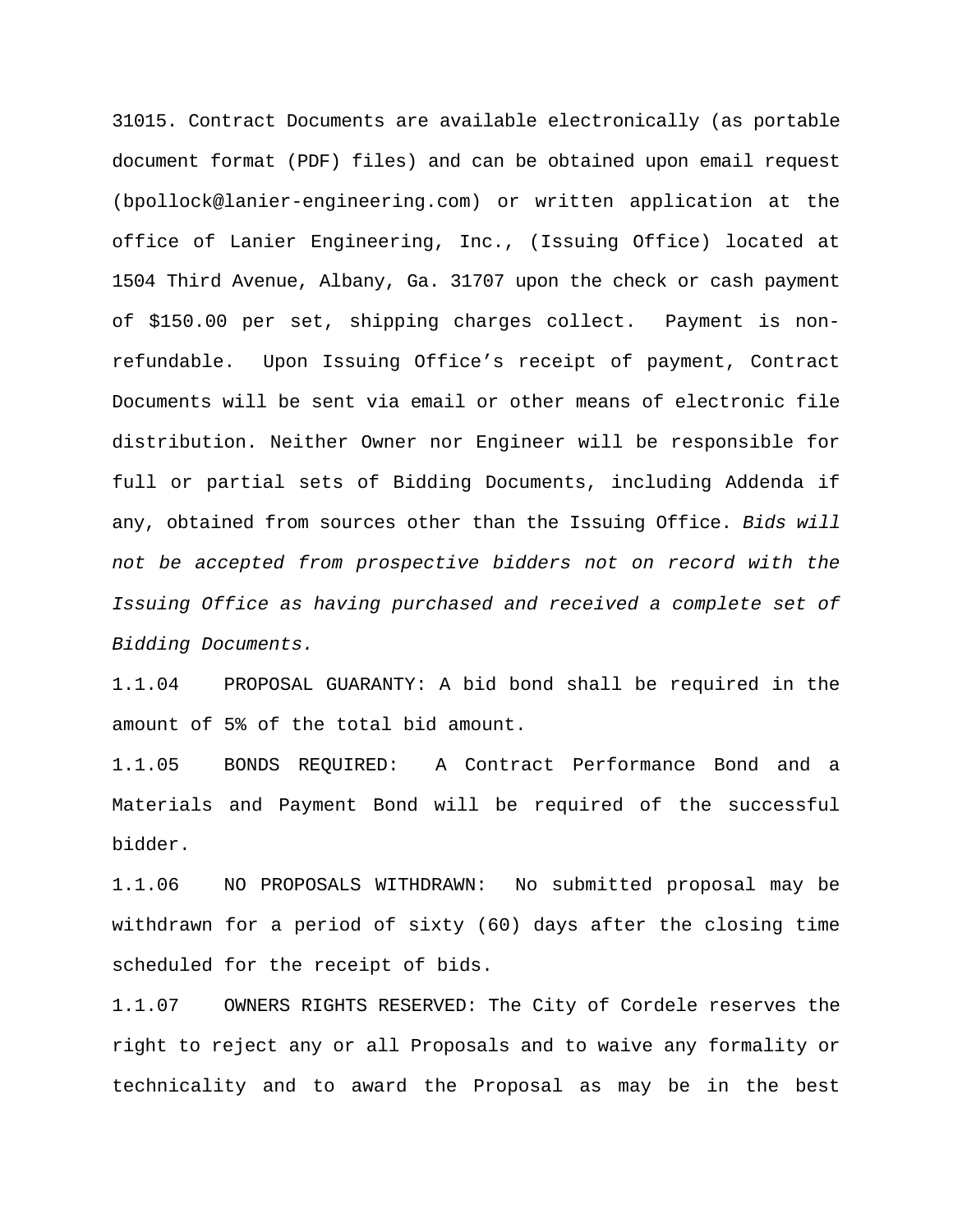31015. Contract Documents are available electronically (as portable document format (PDF) files) and can be obtained upon email request (bpollock@lanier-engineering.com) or written application at the office of Lanier Engineering, Inc., (Issuing Office) located at 1504 Third Avenue, Albany, Ga. 31707 upon the check or cash payment of $150.00 per set, shipping charges collect. Payment is non-refundable. Upon Issuing Office's receipt of payment, Contract Documents will be sent via email or other means of electronic file distribution. Neither Owner nor Engineer will be responsible for full or partial sets of Bidding Documents, including Addenda if any, obtained from sources other than the Issuing Office. *Bids will not be accepted from prospective bidders not on record with the Issuing Office as having purchased and received a complete set of Bidding Documents.*

1.1.04 PROPOSAL GUARANTY: A bid bond shall be required in the amount of 5% of the total bid amount.

1.1.05 BONDS REQUIRED: A Contract Performance Bond and a Materials and Payment Bond will be required of the successful bidder.

1.1.06 NO PROPOSALS WITHDRAWN: No submitted proposal may be withdrawn for a period of sixty (60) days after the closing time scheduled for the receipt of bids.

1.1.07 OWNERS RIGHTS RESERVED: The City of Cordele reserves the right to reject any or all Proposals and to waive any formality or technicality and to award the Proposal as may be in the best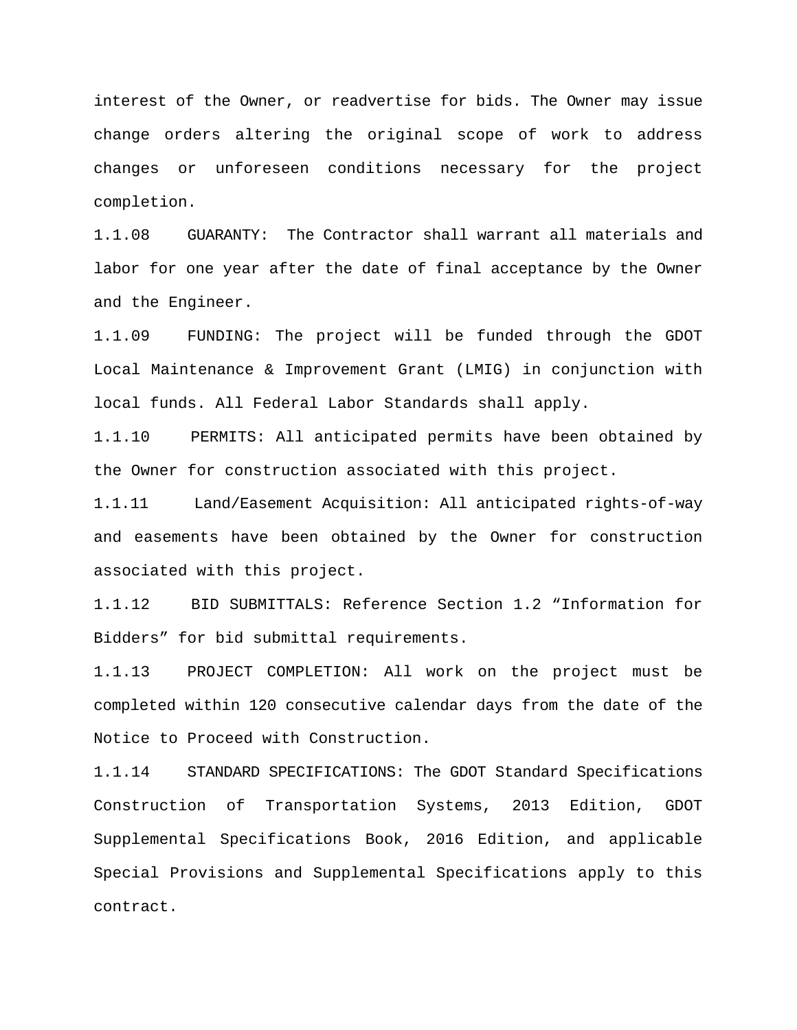interest of the Owner, or readvertise for bids. The Owner may issue change orders altering the original scope of work to address changes or unforeseen conditions necessary for the project completion.

1.1.08 GUARANTY: The Contractor shall warrant all materials and labor for one year after the date of final acceptance by the Owner and the Engineer.

1.1.09 FUNDING: The project will be funded through the GDOT Local Maintenance & Improvement Grant (LMIG) in conjunction with local funds. All Federal Labor Standards shall apply.

1.1.10 PERMITS: All anticipated permits have been obtained by the Owner for construction associated with this project.

1.1.11 Land/Easement Acquisition: All anticipated rights-of-way and easements have been obtained by the Owner for construction associated with this project.

1.1.12 BID SUBMITTALS: Reference Section 1.2 “Information for Bidders” for bid submittal requirements.

1.1.13 PROJECT COMPLETION: All work on the project must be completed within 120 consecutive calendar days from the date of the Notice to Proceed with Construction.

1.1.14 STANDARD SPECIFICATIONS: The GDOT Standard Specifications Construction of Transportation Systems, 2013 Edition, GDOT Supplemental Specifications Book, 2016 Edition, and applicable Special Provisions and Supplemental Specifications apply to this contract.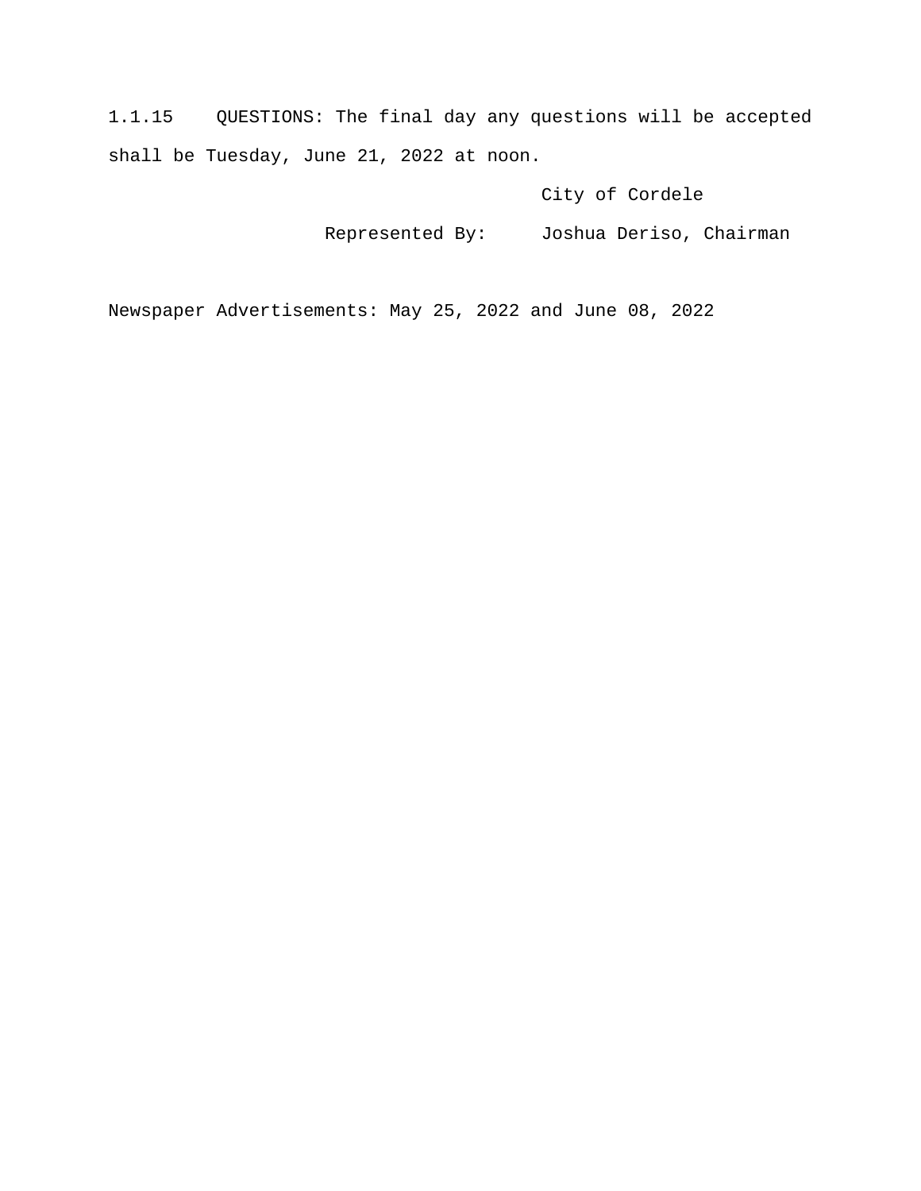1.1.15 QUESTIONS: The final day any questions will be accepted shall be Tuesday, June 21, 2022 at noon.

City of Cordele

Represented By: Joshua Deriso, Chairman

Newspaper Advertisements: May 25, 2022 and June 08, 2022